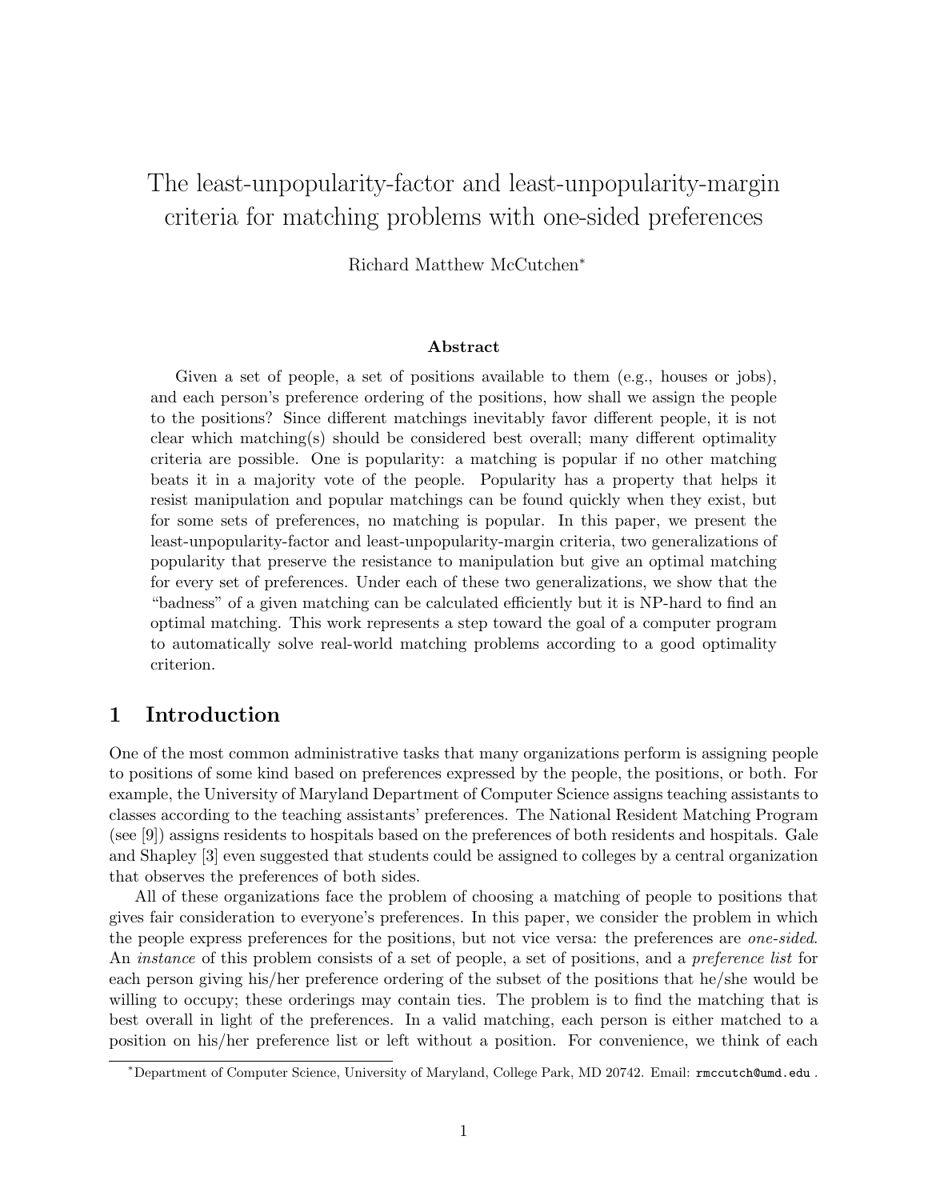# The least-unpopularity-factor and least-unpopularity-margin criteria for matching problems with one-sided preferences

Richard Matthew McCutchen[*]

## Abstract

Given a set of people, a set of positions available to them (e.g., houses or jobs), and each person's preference ordering of the positions, how shall we assign the people to the positions? Since different matchings inevitably favor different people, it is not clear which matching(s) should be considered best overall; many different optimality criteria are possible. One is popularity: a matching is popular if no other matching beats it in a majority vote of the people. Popularity has a property that helps it resist manipulation and popular matchings can be found quickly when they exist, but for some sets of preferences, no matching is popular. In this paper, we present the least-unpopularity-factor and least-unpopularity-margin criteria, two generalizations of popularity that preserve the resistance to manipulation but give an optimal matching for every set of preferences. Under each of these two generalizations, we show that the "badness" of a given matching can be calculated efficiently but it is NP-hard to find an optimal matching. This work represents a step toward the goal of a computer program to automatically solve real-world matching problems according to a good optimality criterion.

## 1 Introduction

One of the most common administrative tasks that many organizations perform is assigning people to positions of some kind based on preferences expressed by the people, the positions, or both. For example, the University of Maryland Department of Computer Science assigns teaching assistants to classes according to the teaching assistants' preferences. The National Resident Matching Program (see [9]) assigns residents to hospitals based on the preferences of both residents and hospitals. Gale and Shapley [3] even suggested that students could be assigned to colleges by a central organization that observes the preferences of both sides.

All of these organizations face the problem of choosing a matching of people to positions that gives fair consideration to everyone's preferences. In this paper, we consider the problem in which the people express preferences for the positions, but not vice versa: the preferences are *one-sided*. An *instance* of this problem consists of a set of people, a set of positions, and a *preference list* for each person giving his/her preference ordering of the subset of the positions that he/she would be willing to occupy; these orderings may contain ties. The problem is to find the matching that is best overall in light of the preferences. In a valid matching, each person is either matched to a position on his/her preference list or left without a position. For convenience, we think of each

[*]Department of Computer Science, University of Maryland, College Park, MD 20742. Email: rmccutch@umd.edu .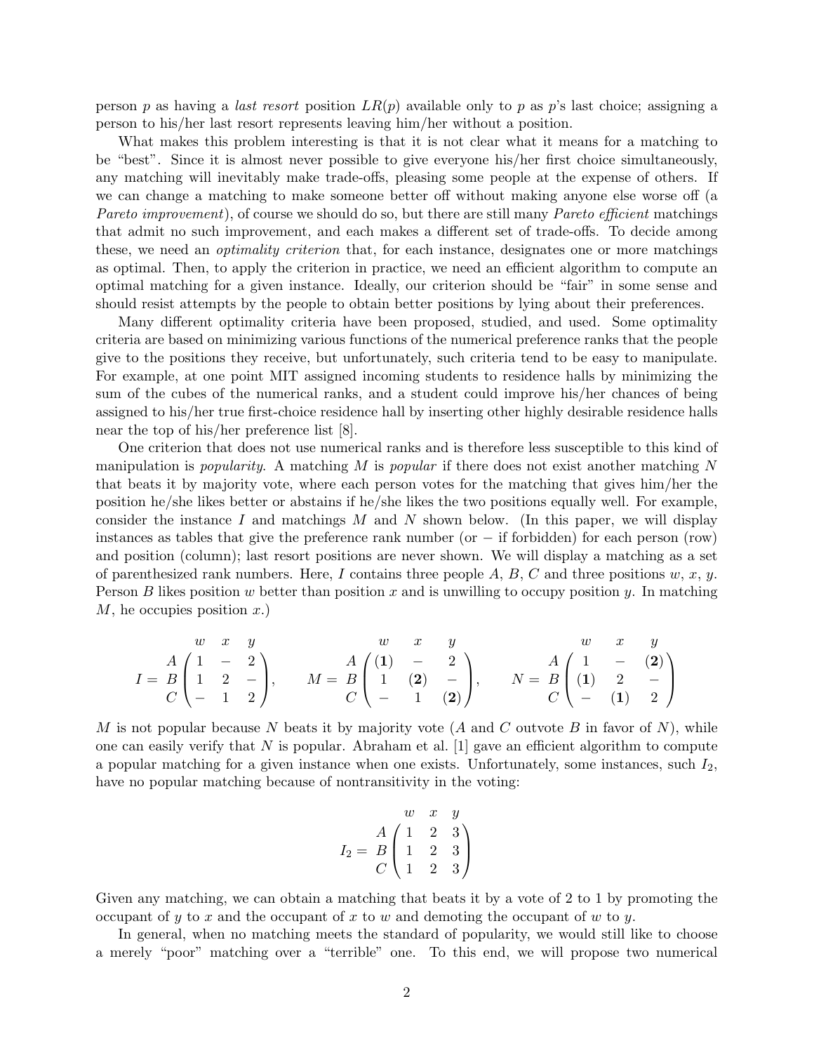person $p$ as having a *last resort* position $LR(p)$ available only to $p$ as $p$'s last choice; assigning a person to his/her last resort represents leaving him/her without a position.

What makes this problem interesting is that it is not clear what it means for a matching to be "best". Since it is almost never possible to give everyone his/her first choice simultaneously, any matching will inevitably make trade-offs, pleasing some people at the expense of others. If we can change a matching to make someone better off without making anyone else worse off (a *Pareto improvement*), of course we should do so, but there are still many *Pareto efficient* matchings that admit no such improvement, and each makes a different set of trade-offs. To decide among these, we need an *optimality criterion* that, for each instance, designates one or more matchings as optimal. Then, to apply the criterion in practice, we need an efficient algorithm to compute an optimal matching for a given instance. Ideally, our criterion should be "fair" in some sense and should resist attempts by the people to obtain better positions by lying about their preferences.

Many different optimality criteria have been proposed, studied, and used. Some optimality criteria are based on minimizing various functions of the numerical preference ranks that the people give to the positions they receive, but unfortunately, such criteria tend to be easy to manipulate. For example, at one point MIT assigned incoming students to residence halls by minimizing the sum of the cubes of the numerical ranks, and a student could improve his/her chances of being assigned to his/her true first-choice residence hall by inserting other highly desirable residence halls near the top of his/her preference list [8].

One criterion that does not use numerical ranks and is therefore less susceptible to this kind of manipulation is *popularity*. A matching $M$ is *popular* if there does not exist another matching $N$ that beats it by majority vote, where each person votes for the matching that gives him/her the position he/she likes better or abstains if he/she likes the two positions equally well. For example, consider the instance $I$ and matchings $M$ and $N$ shown below. (In this paper, we will display instances as tables that give the preference rank number (or $-$ if forbidden) for each person (row) and position (column); last resort positions are never shown. We will display a matching as a set of parenthesized rank numbers. Here, $I$ contains three people $A$, $B$, $C$ and three positions $w$, $x$, $y$. Person $B$ likes position $w$ better than position $x$ and is unwilling to occupy position $y$. In matching $M$, he occupies position $x$.)

$$I = \begin{array}{c} \\ A \\ B \\ C \end{array} \begin{array}{c} \begin{array}{ccc} w & x & y \end{array} \\ \begin{pmatrix} 1 & - & 2 \\ 1 & 2 & - \\ - & 1 & 2 \end{pmatrix} \end{array}, \qquad M = \begin{array}{c} \\ A \\ B \\ C \end{array} \begin{array}{c} \begin{array}{ccc} w & x & y \end{array} \\ \begin{pmatrix} (\mathbf{1}) & - & 2 \\ 1 & (\mathbf{2}) & - \\ - & 1 & (\mathbf{2}) \end{pmatrix} \end{array}, \qquad N = \begin{array}{c} \\ A \\ B \\ C \end{array} \begin{array}{c} \begin{array}{ccc} w & x & y \end{array} \\ \begin{pmatrix} 1 & - & (\mathbf{2}) \\ (\mathbf{1}) & 2 & - \\ - & (\mathbf{1}) & 2 \end{pmatrix} \end{array}$$

$M$ is not popular because $N$ beats it by majority vote ($A$ and $C$ outvote $B$ in favor of $N$), while one can easily verify that $N$ is popular. Abraham et al. [1] gave an efficient algorithm to compute a popular matching for a given instance when one exists. Unfortunately, some instances, such $I_2$, have no popular matching because of nontransitivity in the voting:

$$I_2 = \begin{array}{c} \\ A \\ B \\ C \end{array} \begin{array}{c} \begin{array}{ccc} w & x & y \end{array} \\ \begin{pmatrix} 1 & 2 & 3 \\ 1 & 2 & 3 \\ 1 & 2 & 3 \end{pmatrix} \end{array}$$

Given any matching, we can obtain a matching that beats it by a vote of 2 to 1 by promoting the occupant of $y$ to $x$ and the occupant of $x$ to $w$ and demoting the occupant of $w$ to $y$.

In general, when no matching meets the standard of popularity, we would still like to choose a merely "poor" matching over a "terrible" one. To this end, we will propose two numerical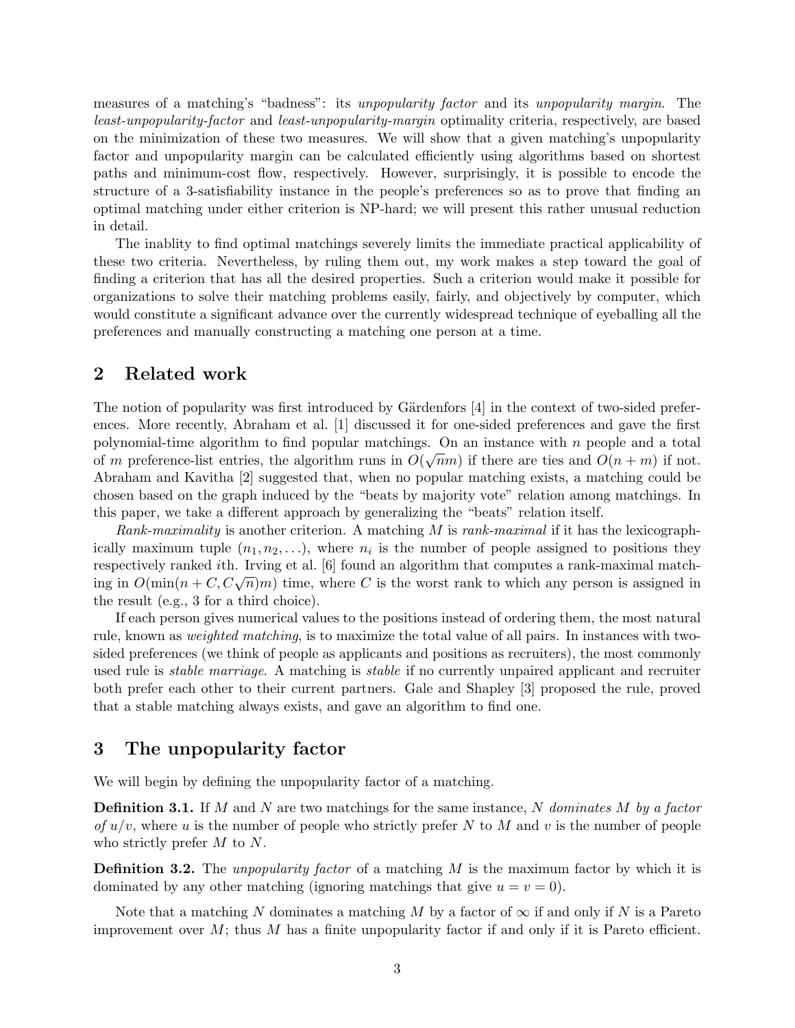measures of a matching's "badness": its *unpopularity factor* and its *unpopularity margin*. The *least-unpopularity-factor* and *least-unpopularity-margin* optimality criteria, respectively, are based on the minimization of these two measures. We will show that a given matching's unpopularity factor and unpopularity margin can be calculated efficiently using algorithms based on shortest paths and minimum-cost flow, respectively. However, surprisingly, it is possible to encode the structure of a 3-satisfiability instance in the people's preferences so as to prove that finding an optimal matching under either criterion is NP-hard; we will present this rather unusual reduction in detail.

The inablity to find optimal matchings severely limits the immediate practical applicability of these two criteria. Nevertheless, by ruling them out, my work makes a step toward the goal of finding a criterion that has all the desired properties. Such a criterion would make it possible for organizations to solve their matching problems easily, fairly, and objectively by computer, which would constitute a significant advance over the currently widespread technique of eyeballing all the preferences and manually constructing a matching one person at a time.

## 2 Related work

The notion of popularity was first introduced by Gärdenfors [4] in the context of two-sided preferences. More recently, Abraham et al. [1] discussed it for one-sided preferences and gave the first polynomial-time algorithm to find popular matchings. On an instance with $n$ people and a total of $m$ preference-list entries, the algorithm runs in $O(\sqrt{n}m)$ if there are ties and $O(n+m)$ if not. Abraham and Kavitha [2] suggested that, when no popular matching exists, a matching could be chosen based on the graph induced by the "beats by majority vote" relation among matchings. In this paper, we take a different approach by generalizing the "beats" relation itself.

*Rank-maximality* is another criterion. A matching $M$ is *rank-maximal* if it has the lexicographically maximum tuple $(n_1, n_2, \ldots)$, where $n_i$ is the number of people assigned to positions they respectively ranked $i$th. Irving et al. [6] found an algorithm that computes a rank-maximal matching in $O(\min(n + C, C\sqrt{n})m)$ time, where $C$ is the worst rank to which any person is assigned in the result (e.g., 3 for a third choice).

If each person gives numerical values to the positions instead of ordering them, the most natural rule, known as *weighted matching*, is to maximize the total value of all pairs. In instances with two-sided preferences (we think of people as applicants and positions as recruiters), the most commonly used rule is *stable marriage*. A matching is *stable* if no currently unpaired applicant and recruiter both prefer each other to their current partners. Gale and Shapley [3] proposed the rule, proved that a stable matching always exists, and gave an algorithm to find one.

## 3 The unpopularity factor

We will begin by defining the unpopularity factor of a matching.

**Definition 3.1.** *If $M$ and $N$ are two matchings for the same instance, $N$ dominates $M$ by a factor of $u/v$, where $u$ is the number of people who strictly prefer $N$ to $M$ and $v$ is the number of people who strictly prefer $M$ to $N$.*

**Definition 3.2.** *The unpopularity factor of a matching $M$ is the maximum factor by which it is dominated by any other matching (ignoring matchings that give $u = v = 0$).*

Note that a matching $N$ dominates a matching $M$ by a factor of $\infty$ if and only if $N$ is a Pareto improvement over $M$; thus $M$ has a finite unpopularity factor if and only if it is Pareto efficient.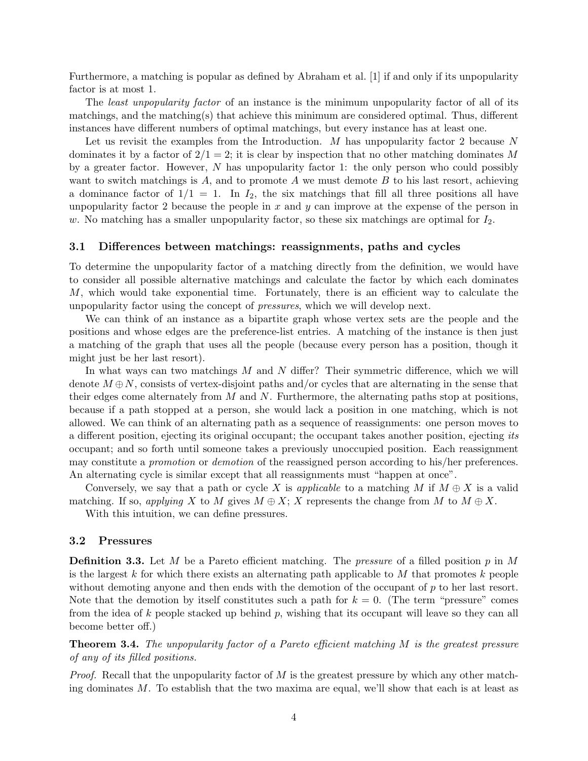Furthermore, a matching is popular as defined by Abraham et al. [1] if and only if its unpopularity factor is at most 1.

The *least unpopularity factor* of an instance is the minimum unpopularity factor of all of its matchings, and the matching(s) that achieve this minimum are considered optimal. Thus, different instances have different numbers of optimal matchings, but every instance has at least one.

Let us revisit the examples from the Introduction. $M$ has unpopularity factor 2 because $N$ dominates it by a factor of $2/1 = 2$; it is clear by inspection that no other matching dominates $M$ by a greater factor. However, $N$ has unpopularity factor 1: the only person who could possibly want to switch matchings is $A$, and to promote $A$ we must demote $B$ to his last resort, achieving a dominance factor of $1/1 = 1$. In $I_2$, the six matchings that fill all three positions all have unpopularity factor 2 because the people in $x$ and $y$ can improve at the expense of the person in $w$. No matching has a smaller unpopularity factor, so these six matchings are optimal for $I_2$.

### 3.1 Differences between matchings: reassignments, paths and cycles

To determine the unpopularity factor of a matching directly from the definition, we would have to consider all possible alternative matchings and calculate the factor by which each dominates $M$, which would take exponential time. Fortunately, there is an efficient way to calculate the unpopularity factor using the concept of *pressures*, which we will develop next.

We can think of an instance as a bipartite graph whose vertex sets are the people and the positions and whose edges are the preference-list entries. A matching of the instance is then just a matching of the graph that uses all the people (because every person has a position, though it might just be her last resort).

In what ways can two matchings $M$ and $N$ differ? Their symmetric difference, which we will denote $M \oplus N$, consists of vertex-disjoint paths and/or cycles that are alternating in the sense that their edges come alternately from $M$ and $N$. Furthermore, the alternating paths stop at positions, because if a path stopped at a person, she would lack a position in one matching, which is not allowed. We can think of an alternating path as a sequence of reassignments: one person moves to a different position, ejecting its original occupant; the occupant takes another position, ejecting *its* occupant; and so forth until someone takes a previously unoccupied position. Each reassignment may constitute a *promotion* or *demotion* of the reassigned person according to his/her preferences. An alternating cycle is similar except that all reassignments must "happen at once".

Conversely, we say that a path or cycle $X$ is *applicable* to a matching $M$ if $M \oplus X$ is a valid matching. If so, *applying* $X$ to $M$ gives $M \oplus X$; $X$ represents the change from $M$ to $M \oplus X$.

With this intuition, we can define pressures.

### 3.2 Pressures

**Definition 3.3.** Let $M$ be a Pareto efficient matching. The *pressure* of a filled position $p$ in $M$ is the largest $k$ for which there exists an alternating path applicable to $M$ that promotes $k$ people without demoting anyone and then ends with the demotion of the occupant of $p$ to her last resort. Note that the demotion by itself constitutes such a path for $k = 0$. (The term "pressure" comes from the idea of $k$ people stacked up behind $p$, wishing that its occupant will leave so they can all become better off.)

**Theorem 3.4.** *The unpopularity factor of a Pareto efficient matching $M$ is the greatest pressure of any of its filled positions.*

*Proof.* Recall that the unpopularity factor of $M$ is the greatest pressure by which any other matching dominates $M$. To establish that the two maxima are equal, we'll show that each is at least as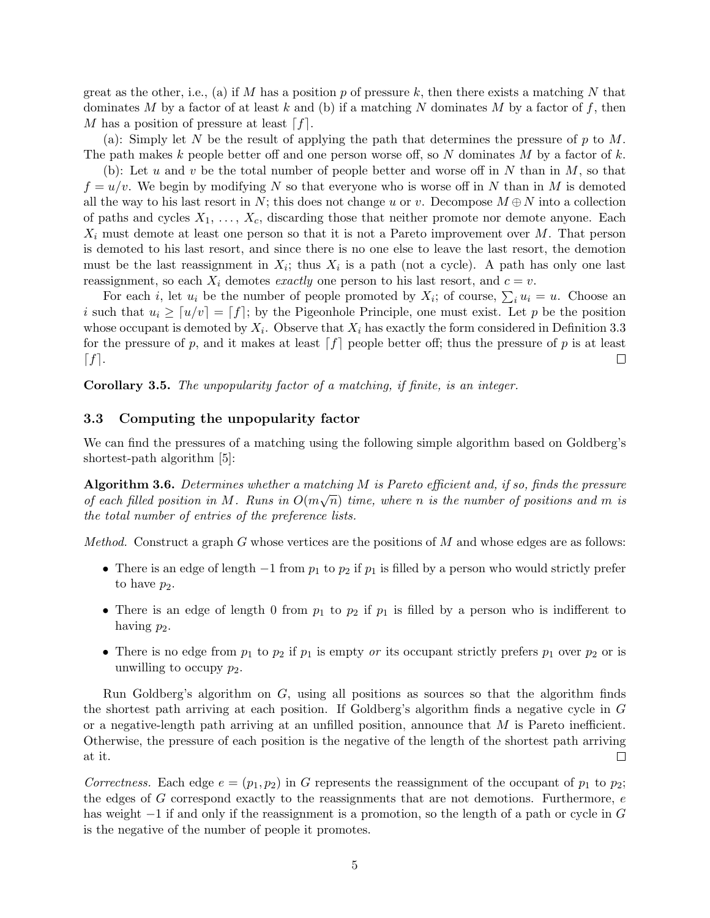great as the other, i.e., (a) if $M$ has a position $p$ of pressure $k$, then there exists a matching $N$ that dominates $M$ by a factor of at least $k$ and (b) if a matching $N$ dominates $M$ by a factor of $f$, then $M$ has a position of pressure at least $\lceil f \rceil$.

(a): Simply let $N$ be the result of applying the path that determines the pressure of $p$ to $M$. The path makes $k$ people better off and one person worse off, so $N$ dominates $M$ by a factor of $k$.

(b): Let $u$ and $v$ be the total number of people better and worse off in $N$ than in $M$, so that $f = u/v$. We begin by modifying $N$ so that everyone who is worse off in $N$ than in $M$ is demoted all the way to his last resort in $N$; this does not change $u$ or $v$. Decompose $M \oplus N$ into a collection of paths and cycles $X_1, \ldots, X_c$, discarding those that neither promote nor demote anyone. Each $X_i$ must demote at least one person so that it is not a Pareto improvement over $M$. That person is demoted to his last resort, and since there is no one else to leave the last resort, the demotion must be the last reassignment in $X_i$; thus $X_i$ is a path (not a cycle). A path has only one last reassignment, so each $X_i$ demotes *exactly* one person to his last resort, and $c = v$.

For each $i$, let $u_i$ be the number of people promoted by $X_i$; of course, $\sum_i u_i = u$. Choose an $i$ such that $u_i \geq \lceil u/v \rceil = \lceil f \rceil$; by the Pigeonhole Principle, one must exist. Let $p$ be the position whose occupant is demoted by $X_i$. Observe that $X_i$ has exactly the form considered in Definition 3.3 for the pressure of $p$, and it makes at least $\lceil f \rceil$ people better off; thus the pressure of $p$ is at least $\lceil f \rceil$. □

**Corollary 3.5.** *The unpopularity factor of a matching, if finite, is an integer.*

### 3.3 Computing the unpopularity factor

We can find the pressures of a matching using the following simple algorithm based on Goldberg's shortest-path algorithm [5]:

**Algorithm 3.6.** *Determines whether a matching $M$ is Pareto efficient and, if so, finds the pressure of each filled position in $M$. Runs in $O(m\sqrt{n})$ time, where $n$ is the number of positions and $m$ is the total number of entries of the preference lists.*

*Method.* Construct a graph $G$ whose vertices are the positions of $M$ and whose edges are as follows:

- There is an edge of length $-1$ from $p_1$ to $p_2$ if $p_1$ is filled by a person who would strictly prefer to have $p_2$.
- There is an edge of length 0 from $p_1$ to $p_2$ if $p_1$ is filled by a person who is indifferent to having $p_2$.
- There is no edge from $p_1$ to $p_2$ if $p_1$ is empty *or* its occupant strictly prefers $p_1$ over $p_2$ or is unwilling to occupy $p_2$.

Run Goldberg's algorithm on $G$, using all positions as sources so that the algorithm finds the shortest path arriving at each position. If Goldberg's algorithm finds a negative cycle in $G$ or a negative-length path arriving at an unfilled position, announce that $M$ is Pareto inefficient. Otherwise, the pressure of each position is the negative of the length of the shortest path arriving at it. □

*Correctness.* Each edge $e = (p_1, p_2)$ in $G$ represents the reassignment of the occupant of $p_1$ to $p_2$; the edges of $G$ correspond exactly to the reassignments that are not demotions. Furthermore, $e$ has weight $-1$ if and only if the reassignment is a promotion, so the length of a path or cycle in $G$ is the negative of the number of people it promotes.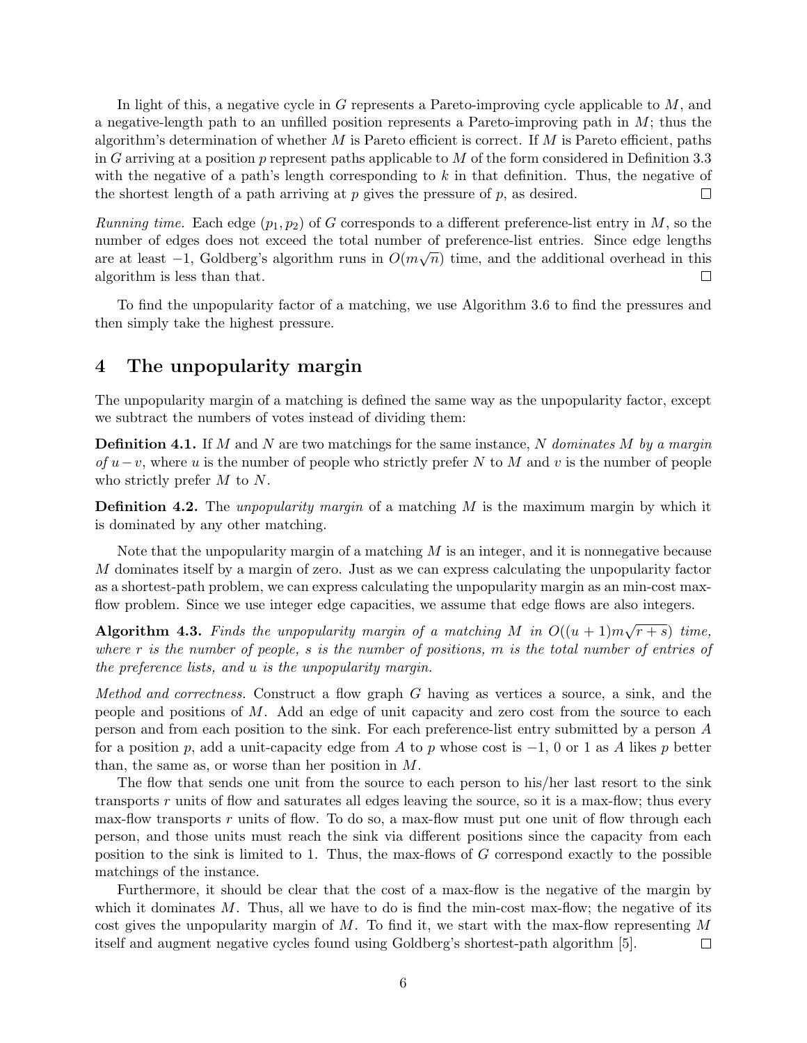In light of this, a negative cycle in $G$ represents a Pareto-improving cycle applicable to $M$, and a negative-length path to an unfilled position represents a Pareto-improving path in $M$; thus the algorithm's determination of whether $M$ is Pareto efficient is correct. If $M$ is Pareto efficient, paths in $G$ arriving at a position $p$ represent paths applicable to $M$ of the form considered in Definition 3.3 with the negative of a path's length corresponding to $k$ in that definition. Thus, the negative of the shortest length of a path arriving at $p$ gives the pressure of $p$, as desired. □

*Running time.* Each edge $(p_1, p_2)$ of $G$ corresponds to a different preference-list entry in $M$, so the number of edges does not exceed the total number of preference-list entries. Since edge lengths are at least $-1$, Goldberg's algorithm runs in $O(m\sqrt{n})$ time, and the additional overhead in this algorithm is less than that. □

To find the unpopularity factor of a matching, we use Algorithm 3.6 to find the pressures and then simply take the highest pressure.

## 4 The unpopularity margin

The unpopularity margin of a matching is defined the same way as the unpopularity factor, except we subtract the numbers of votes instead of dividing them:

**Definition 4.1.** If $M$ and $N$ are two matchings for the same instance, $N$ *dominates* $M$ *by a margin of* $u-v$, where $u$ is the number of people who strictly prefer $N$ to $M$ and $v$ is the number of people who strictly prefer $M$ to $N$.

**Definition 4.2.** The *unpopularity margin* of a matching $M$ is the maximum margin by which it is dominated by any other matching.

Note that the unpopularity margin of a matching $M$ is an integer, and it is nonnegative because $M$ dominates itself by a margin of zero. Just as we can express calculating the unpopularity factor as a shortest-path problem, we can express calculating the unpopularity margin as an min-cost max-flow problem. Since we use integer edge capacities, we assume that edge flows are also integers.

**Algorithm 4.3.** *Finds the unpopularity margin of a matching $M$ in $O((u+1)m\sqrt{r+s})$ time, where $r$ is the number of people, $s$ is the number of positions, $m$ is the total number of entries of the preference lists, and $u$ is the unpopularity margin.*

*Method and correctness.* Construct a flow graph $G$ having as vertices a source, a sink, and the people and positions of $M$. Add an edge of unit capacity and zero cost from the source to each person and from each position to the sink. For each preference-list entry submitted by a person $A$ for a position $p$, add a unit-capacity edge from $A$ to $p$ whose cost is $-1$, 0 or 1 as $A$ likes $p$ better than, the same as, or worse than her position in $M$.

The flow that sends one unit from the source to each person to his/her last resort to the sink transports $r$ units of flow and saturates all edges leaving the source, so it is a max-flow; thus every max-flow transports $r$ units of flow. To do so, a max-flow must put one unit of flow through each person, and those units must reach the sink via different positions since the capacity from each position to the sink is limited to 1. Thus, the max-flows of $G$ correspond exactly to the possible matchings of the instance.

Furthermore, it should be clear that the cost of a max-flow is the negative of the margin by which it dominates $M$. Thus, all we have to do is find the min-cost max-flow; the negative of its cost gives the unpopularity margin of $M$. To find it, we start with the max-flow representing $M$ itself and augment negative cycles found using Goldberg's shortest-path algorithm [5]. □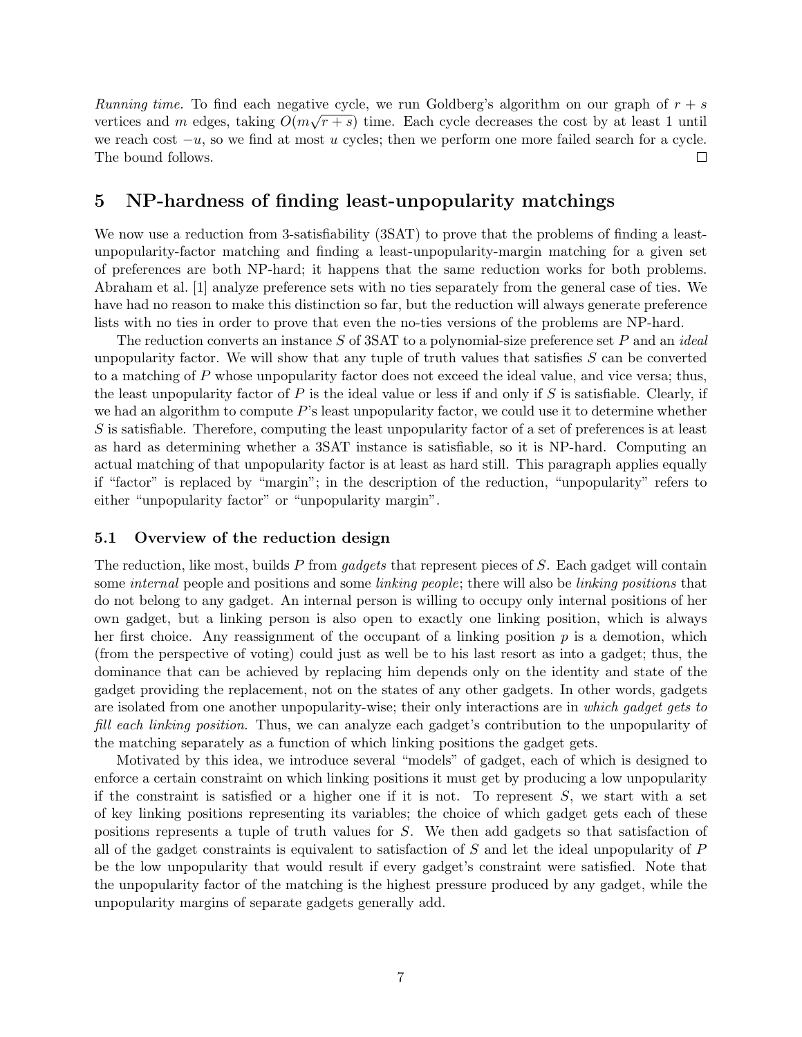*Running time.* To find each negative cycle, we run Goldberg's algorithm on our graph of $r + s$ vertices and $m$ edges, taking $O(m\sqrt{r+s})$ time. Each cycle decreases the cost by at least 1 until we reach cost $-u$, so we find at most $u$ cycles; then we perform one more failed search for a cycle. The bound follows. $\square$

## 5 NP-hardness of finding least-unpopularity matchings

We now use a reduction from 3-satisfiability (3SAT) to prove that the problems of finding a least-unpopularity-factor matching and finding a least-unpopularity-margin matching for a given set of preferences are both NP-hard; it happens that the same reduction works for both problems. Abraham et al. [1] analyze preference sets with no ties separately from the general case of ties. We have had no reason to make this distinction so far, but the reduction will always generate preference lists with no ties in order to prove that even the no-ties versions of the problems are NP-hard.

The reduction converts an instance $S$ of 3SAT to a polynomial-size preference set $P$ and an *ideal* unpopularity factor. We will show that any tuple of truth values that satisfies $S$ can be converted to a matching of $P$ whose unpopularity factor does not exceed the ideal value, and vice versa; thus, the least unpopularity factor of $P$ is the ideal value or less if and only if $S$ is satisfiable. Clearly, if we had an algorithm to compute $P$'s least unpopularity factor, we could use it to determine whether $S$ is satisfiable. Therefore, computing the least unpopularity factor of a set of preferences is at least as hard as determining whether a 3SAT instance is satisfiable, so it is NP-hard. Computing an actual matching of that unpopularity factor is at least as hard still. This paragraph applies equally if "factor" is replaced by "margin"; in the description of the reduction, "unpopularity" refers to either "unpopularity factor" or "unpopularity margin".

### 5.1 Overview of the reduction design

The reduction, like most, builds $P$ from *gadgets* that represent pieces of $S$. Each gadget will contain some *internal* people and positions and some *linking people*; there will also be *linking positions* that do not belong to any gadget. An internal person is willing to occupy only internal positions of her own gadget, but a linking person is also open to exactly one linking position, which is always her first choice. Any reassignment of the occupant of a linking position $p$ is a demotion, which (from the perspective of voting) could just as well be to his last resort as into a gadget; thus, the dominance that can be achieved by replacing him depends only on the identity and state of the gadget providing the replacement, not on the states of any other gadgets. In other words, gadgets are isolated from one another unpopularity-wise; their only interactions are in *which gadget gets to fill each linking position*. Thus, we can analyze each gadget's contribution to the unpopularity of the matching separately as a function of which linking positions the gadget gets.

Motivated by this idea, we introduce several "models" of gadget, each of which is designed to enforce a certain constraint on which linking positions it must get by producing a low unpopularity if the constraint is satisfied or a higher one if it is not. To represent $S$, we start with a set of key linking positions representing its variables; the choice of which gadget gets each of these positions represents a tuple of truth values for $S$. We then add gadgets so that satisfaction of all of the gadget constraints is equivalent to satisfaction of $S$ and let the ideal unpopularity of $P$ be the low unpopularity that would result if every gadget's constraint were satisfied. Note that the unpopularity factor of the matching is the highest pressure produced by any gadget, while the unpopularity margins of separate gadgets generally add.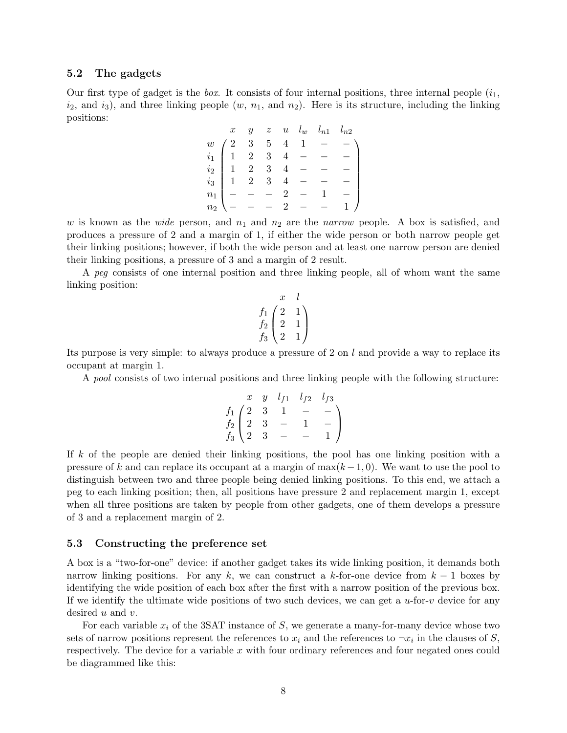### 5.2 The gadgets

Our first type of gadget is the *box*. It consists of four internal positions, three internal people ($i_1$, $i_2$, and $i_3$), and three linking people ($w$, $n_1$, and $n_2$). Here is its structure, including the linking positions:

$$
\begin{array}{c} \\ w \\ i_1 \\ i_2 \\ i_3 \\ n_1 \\ n_2 \end{array}
\begin{array}{c}
\begin{array}{ccccccc} x & y & z & u & l_w & l_{n1} & l_{n2} \end{array} \\
\begin{pmatrix}
2 & 3 & 5 & 4 & 1 & - & - \\
1 & 2 & 3 & 4 & - & - & - \\
1 & 2 & 3 & 4 & - & - & - \\
1 & 2 & 3 & 4 & - & - & - \\
- & - & - & 2 & - & 1 & - \\
- & - & - & 2 & - & - & 1
\end{pmatrix}
\end{array}
$$

$w$ is known as the *wide* person, and $n_1$ and $n_2$ are the *narrow* people. A box is satisfied, and produces a pressure of 2 and a margin of 1, if either the wide person or both narrow people get their linking positions; however, if both the wide person and at least one narrow person are denied their linking positions, a pressure of 3 and a margin of 2 result.

A *peg* consists of one internal position and three linking people, all of whom want the same linking position:

$$
\begin{array}{c} \\ f_1 \\ f_2 \\ f_3 \end{array}
\begin{array}{c}
\begin{array}{cc} x & l \end{array} \\
\begin{pmatrix}
2 & 1 \\
2 & 1 \\
2 & 1
\end{pmatrix}
\end{array}
$$

Its purpose is very simple: to always produce a pressure of 2 on $l$ and provide a way to replace its occupant at margin 1.

A *pool* consists of two internal positions and three linking people with the following structure:

$$
\begin{array}{c} \\ f_1 \\ f_2 \\ f_3 \end{array}
\begin{array}{c}
\begin{array}{ccccc} x & y & l_{f1} & l_{f2} & l_{f3} \end{array} \\
\begin{pmatrix}
2 & 3 & 1 & - & - \\
2 & 3 & - & 1 & - \\
2 & 3 & - & - & 1
\end{pmatrix}
\end{array}
$$

If $k$ of the people are denied their linking positions, the pool has one linking position with a pressure of $k$ and can replace its occupant at a margin of $\max(k-1, 0)$. We want to use the pool to distinguish between two and three people being denied linking positions. To this end, we attach a peg to each linking position; then, all positions have pressure 2 and replacement margin 1, except when all three positions are taken by people from other gadgets, one of them develops a pressure of 3 and a replacement margin of 2.

### 5.3 Constructing the preference set

A box is a "two-for-one" device: if another gadget takes its wide linking position, it demands both narrow linking positions. For any $k$, we can construct a $k$-for-one device from $k-1$ boxes by identifying the wide position of each box after the first with a narrow position of the previous box. If we identify the ultimate wide positions of two such devices, we can get a $u$-for-$v$ device for any desired $u$ and $v$.

For each variable $x_i$ of the 3SAT instance of $S$, we generate a many-for-many device whose two sets of narrow positions represent the references to $x_i$ and the references to $\neg x_i$ in the clauses of $S$, respectively. The device for a variable $x$ with four ordinary references and four negated ones could be diagrammed like this: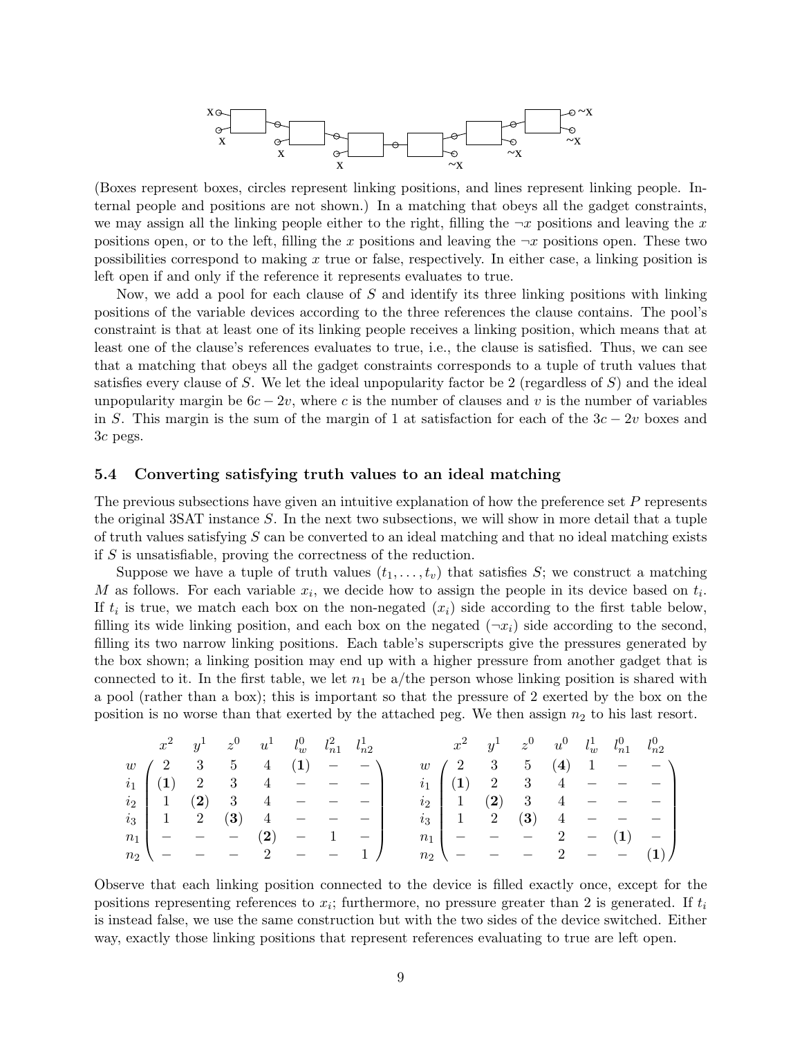(Boxes represent boxes, circles represent linking positions, and lines represent linking people. Internal people and positions are not shown.) In a matching that obeys all the gadget constraints, we may assign all the linking people either to the right, filling the $\neg x$ positions and leaving the $x$ positions open, or to the left, filling the $x$ positions and leaving the $\neg x$ positions open. These two possibilities correspond to making $x$ true or false, respectively. In either case, a linking position is left open if and only if the reference it represents evaluates to true.

Now, we add a pool for each clause of $S$ and identify its three linking positions with linking positions of the variable devices according to the three references the clause contains. The pool's constraint is that at least one of its linking people receives a linking position, which means that at least one of the clause's references evaluates to true, i.e., the clause is satisfied. Thus, we can see that a matching that obeys all the gadget constraints corresponds to a tuple of truth values that satisfies every clause of $S$. We let the ideal unpopularity factor be 2 (regardless of $S$) and the ideal unpopularity margin be $6c - 2v$, where $c$ is the number of clauses and $v$ is the number of variables in $S$. This margin is the sum of the margin of 1 at satisfaction for each of the $3c - 2v$ boxes and $3c$ pegs.

### 5.4 Converting satisfying truth values to an ideal matching

The previous subsections have given an intuitive explanation of how the preference set $P$ represents the original 3SAT instance $S$. In the next two subsections, we will show in more detail that a tuple of truth values satisfying $S$ can be converted to an ideal matching and that no ideal matching exists if $S$ is unsatisfiable, proving the correctness of the reduction.

Suppose we have a tuple of truth values $(t_1, \ldots, t_v)$ that satisfies $S$; we construct a matching $M$ as follows. For each variable $x_i$, we decide how to assign the people in its device based on $t_i$. If $t_i$ is true, we match each box on the non-negated ($x_i$) side according to the first table below, filling its wide linking position, and each box on the negated ($\neg x_i$) side according to the second, filling its two narrow linking positions. Each table's superscripts give the pressures generated by the box shown; a linking position may end up with a higher pressure from another gadget that is connected to it. In the first table, we let $n_1$ be a/the person whose linking position is shared with a pool (rather than a box); this is important so that the pressure of 2 exerted by the box on the position is no worse than that exerted by the attached peg. We then assign $n_2$ to his last resort.

|  | $x^2$ | $y^1$ | $z^0$ | $u^1$ | $l_w^0$ | $l_{n1}^2$ | $l_{n2}^1$ |
|---|---|---|---|---|---|---|---|
| $w$ | 2 | 3 | 5 | 4 | **(1)** | – | – |
| $i_1$ | **(1)** | 2 | 3 | 4 | – | – | – |
| $i_2$ | 1 | **(2)** | 3 | 4 | – | – | – |
| $i_3$ | 1 | 2 | **(3)** | 4 | – | – | – |
| $n_1$ | – | – | – | **(2)** | – | 1 | – |
| $n_2$ | – | – | – | 2 | – | – | 1 |

|  | $x^2$ | $y^1$ | $z^0$ | $u^0$ | $l_w^1$ | $l_{n1}^0$ | $l_{n2}^0$ |
|---|---|---|---|---|---|---|---|
| $w$ | 2 | 3 | 5 | **(4)** | 1 | – | – |
| $i_1$ | **(1)** | 2 | 3 | 4 | – | – | – |
| $i_2$ | 1 | **(2)** | 3 | 4 | – | – | – |
| $i_3$ | 1 | 2 | **(3)** | 4 | – | – | – |
| $n_1$ | – | – | – | 2 | – | **(1)** | – |
| $n_2$ | – | – | – | 2 | – | – | **(1)** |

Observe that each linking position connected to the device is filled exactly once, except for the positions representing references to $x_i$; furthermore, no pressure greater than 2 is generated. If $t_i$ is instead false, we use the same construction but with the two sides of the device switched. Either way, exactly those linking positions that represent references evaluating to true are left open.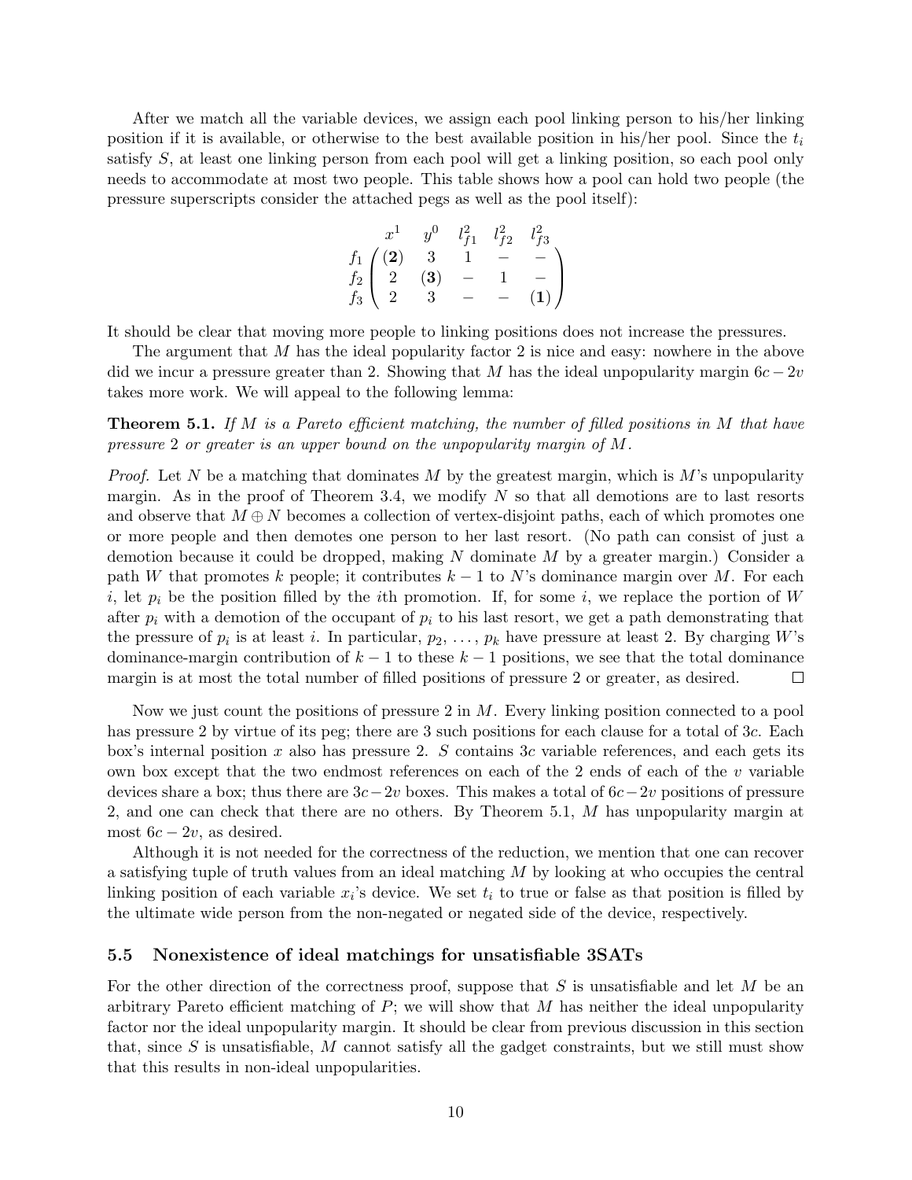After we match all the variable devices, we assign each pool linking person to his/her linking position if it is available, or otherwise to the best available position in his/her pool. Since the $t_i$ satisfy $S$, at least one linking person from each pool will get a linking position, so each pool only needs to accommodate at most two people. This table shows how a pool can hold two people (the pressure superscripts consider the attached pegs as well as the pool itself):

$$\begin{array}{c} \\ f_1 \\ f_2 \\ f_3 \end{array} \begin{array}{c} \begin{array}{ccccc} x^1 & y^0 & l^2_{f1} & l^2_{f2} & l^2_{f3} \end{array} \\ \begin{pmatrix} (\mathbf{2}) & 3 & 1 & - & - \\ 2 & (\mathbf{3}) & - & 1 & - \\ 2 & 3 & - & - & (\mathbf{1}) \end{pmatrix} \end{array}$$

It should be clear that moving more people to linking positions does not increase the pressures.

The argument that $M$ has the ideal popularity factor 2 is nice and easy: nowhere in the above did we incur a pressure greater than 2. Showing that $M$ has the ideal unpopularity margin $6c - 2v$ takes more work. We will appeal to the following lemma:

**Theorem 5.1.** *If $M$ is a Pareto efficient matching, the number of filled positions in $M$ that have pressure 2 or greater is an upper bound on the unpopularity margin of $M$.*

*Proof.* Let $N$ be a matching that dominates $M$ by the greatest margin, which is $M$'s unpopularity margin. As in the proof of Theorem 3.4, we modify $N$ so that all demotions are to last resorts and observe that $M \oplus N$ becomes a collection of vertex-disjoint paths, each of which promotes one or more people and then demotes one person to her last resort. (No path can consist of just a demotion because it could be dropped, making $N$ dominate $M$ by a greater margin.) Consider a path $W$ that promotes $k$ people; it contributes $k - 1$ to $N$'s dominance margin over $M$. For each $i$, let $p_i$ be the position filled by the $i$th promotion. If, for some $i$, we replace the portion of $W$ after $p_i$ with a demotion of the occupant of $p_i$ to his last resort, we get a path demonstrating that the pressure of $p_i$ is at least $i$. In particular, $p_2, \ldots, p_k$ have pressure at least 2. By charging $W$'s dominance-margin contribution of $k - 1$ to these $k - 1$ positions, we see that the total dominance margin is at most the total number of filled positions of pressure 2 or greater, as desired. □

Now we just count the positions of pressure 2 in $M$. Every linking position connected to a pool has pressure 2 by virtue of its peg; there are 3 such positions for each clause for a total of $3c$. Each box's internal position $x$ also has pressure 2. $S$ contains $3c$ variable references, and each gets its own box except that the two endmost references on each of the 2 ends of each of the $v$ variable devices share a box; thus there are $3c - 2v$ boxes. This makes a total of $6c - 2v$ positions of pressure 2, and one can check that there are no others. By Theorem 5.1, $M$ has unpopularity margin at most $6c - 2v$, as desired.

Although it is not needed for the correctness of the reduction, we mention that one can recover a satisfying tuple of truth values from an ideal matching $M$ by looking at who occupies the central linking position of each variable $x_i$'s device. We set $t_i$ to true or false as that position is filled by the ultimate wide person from the non-negated or negated side of the device, respectively.

### 5.5 Nonexistence of ideal matchings for unsatisfiable 3SATs

For the other direction of the correctness proof, suppose that $S$ is unsatisfiable and let $M$ be an arbitrary Pareto efficient matching of $P$; we will show that $M$ has neither the ideal unpopularity factor nor the ideal unpopularity margin. It should be clear from previous discussion in this section that, since $S$ is unsatisfiable, $M$ cannot satisfy all the gadget constraints, but we still must show that this results in non-ideal unpopularities.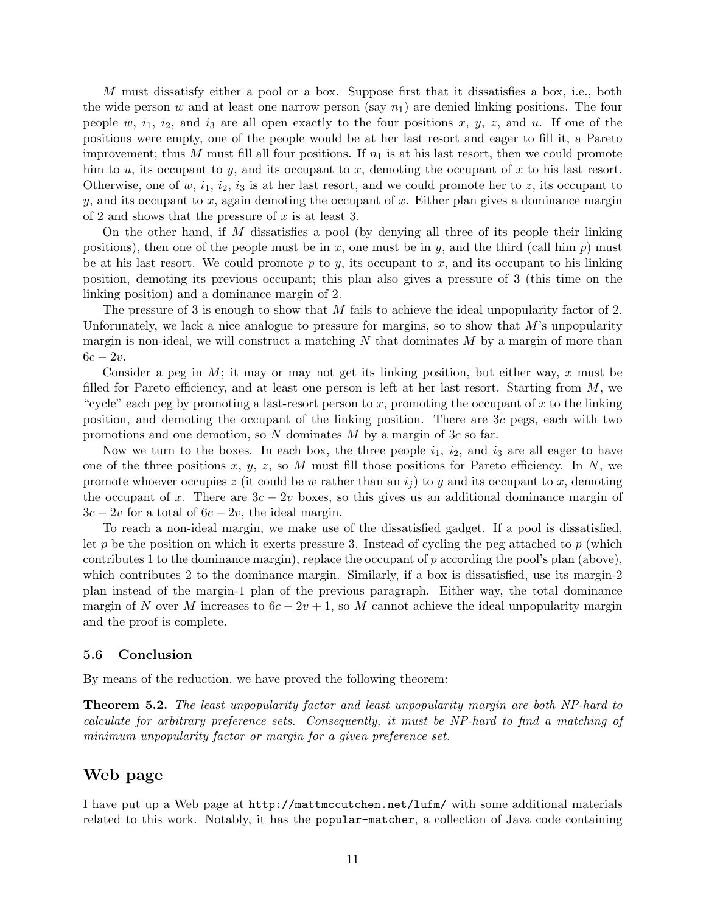$M$ must dissatisfy either a pool or a box. Suppose first that it dissatisfies a box, i.e., both the wide person $w$ and at least one narrow person (say $n_1$) are denied linking positions. The four people $w$, $i_1$, $i_2$, and $i_3$ are all open exactly to the four positions $x$, $y$, $z$, and $u$. If one of the positions were empty, one of the people would be at her last resort and eager to fill it, a Pareto improvement; thus $M$ must fill all four positions. If $n_1$ is at his last resort, then we could promote him to $u$, its occupant to $y$, and its occupant to $x$, demoting the occupant of $x$ to his last resort. Otherwise, one of $w$, $i_1$, $i_2$, $i_3$ is at her last resort, and we could promote her to $z$, its occupant to $y$, and its occupant to $x$, again demoting the occupant of $x$. Either plan gives a dominance margin of 2 and shows that the pressure of $x$ is at least 3.

On the other hand, if $M$ dissatisfies a pool (by denying all three of its people their linking positions), then one of the people must be in $x$, one must be in $y$, and the third (call him $p$) must be at his last resort. We could promote $p$ to $y$, its occupant to $x$, and its occupant to his linking position, demoting its previous occupant; this plan also gives a pressure of 3 (this time on the linking position) and a dominance margin of 2.

The pressure of 3 is enough to show that $M$ fails to achieve the ideal unpopularity factor of 2. Unforunately, we lack a nice analogue to pressure for margins, so to show that $M$'s unpopularity margin is non-ideal, we will construct a matching $N$ that dominates $M$ by a margin of more than $6c - 2v$.

Consider a peg in $M$; it may or may not get its linking position, but either way, $x$ must be filled for Pareto efficiency, and at least one person is left at her last resort. Starting from $M$, we "cycle" each peg by promoting a last-resort person to $x$, promoting the occupant of $x$ to the linking position, and demoting the occupant of the linking position. There are $3c$ pegs, each with two promotions and one demotion, so $N$ dominates $M$ by a margin of $3c$ so far.

Now we turn to the boxes. In each box, the three people $i_1$, $i_2$, and $i_3$ are all eager to have one of the three positions $x$, $y$, $z$, so $M$ must fill those positions for Pareto efficiency. In $N$, we promote whoever occupies $z$ (it could be $w$ rather than an $i_j$) to $y$ and its occupant to $x$, demoting the occupant of $x$. There are $3c - 2v$ boxes, so this gives us an additional dominance margin of $3c - 2v$ for a total of $6c - 2v$, the ideal margin.

To reach a non-ideal margin, we make use of the dissatisfied gadget. If a pool is dissatisfied, let $p$ be the position on which it exerts pressure 3. Instead of cycling the peg attached to $p$ (which contributes 1 to the dominance margin), replace the occupant of $p$ according the pool's plan (above), which contributes 2 to the dominance margin. Similarly, if a box is dissatisfied, use its margin-2 plan instead of the margin-1 plan of the previous paragraph. Either way, the total dominance margin of $N$ over $M$ increases to $6c - 2v + 1$, so $M$ cannot achieve the ideal unpopularity margin and the proof is complete.

### 5.6 Conclusion

By means of the reduction, we have proved the following theorem:

**Theorem 5.2.** *The least unpopularity factor and least unpopularity margin are both NP-hard to calculate for arbitrary preference sets. Consequently, it must be NP-hard to find a matching of minimum unpopularity factor or margin for a given preference set.*

## Web page

I have put up a Web page at `http://mattmccutchen.net/lufm/` with some additional materials related to this work. Notably, it has the `popular-matcher`, a collection of Java code containing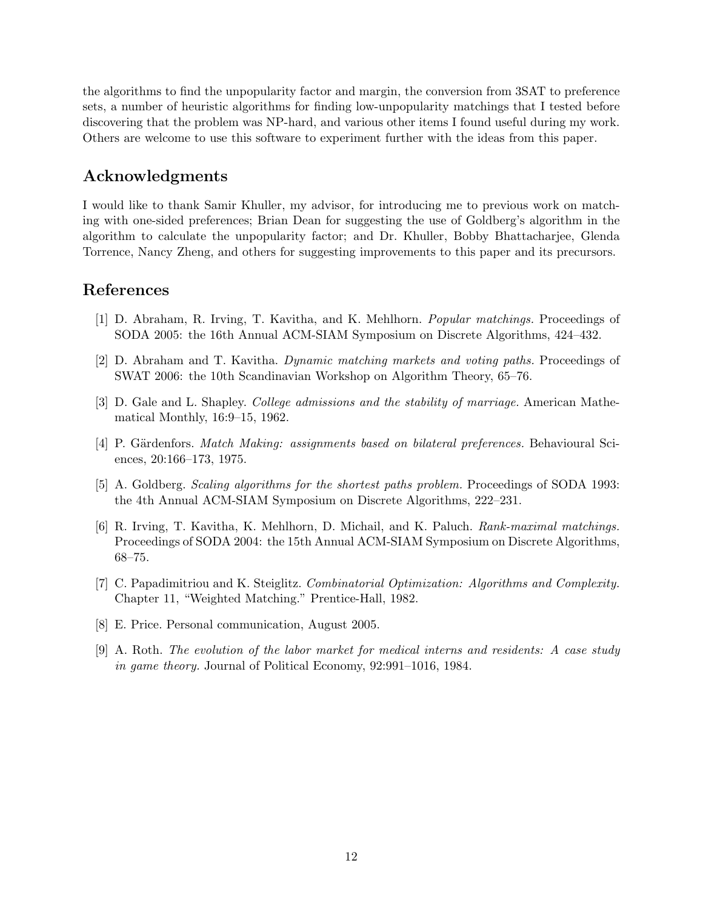the algorithms to find the unpopularity factor and margin, the conversion from 3SAT to preference sets, a number of heuristic algorithms for finding low-unpopularity matchings that I tested before discovering that the problem was NP-hard, and various other items I found useful during my work. Others are welcome to use this software to experiment further with the ideas from this paper.

## Acknowledgments

I would like to thank Samir Khuller, my advisor, for introducing me to previous work on matching with one-sided preferences; Brian Dean for suggesting the use of Goldberg's algorithm in the algorithm to calculate the unpopularity factor; and Dr. Khuller, Bobby Bhattacharjee, Glenda Torrence, Nancy Zheng, and others for suggesting improvements to this paper and its precursors.

## References

[1] D. Abraham, R. Irving, T. Kavitha, and K. Mehlhorn. *Popular matchings.* Proceedings of SODA 2005: the 16th Annual ACM-SIAM Symposium on Discrete Algorithms, 424–432.

[2] D. Abraham and T. Kavitha. *Dynamic matching markets and voting paths.* Proceedings of SWAT 2006: the 10th Scandinavian Workshop on Algorithm Theory, 65–76.

[3] D. Gale and L. Shapley. *College admissions and the stability of marriage.* American Mathematical Monthly, 16:9–15, 1962.

[4] P. Gärdenfors. *Match Making: assignments based on bilateral preferences.* Behavioural Sciences, 20:166–173, 1975.

[5] A. Goldberg. *Scaling algorithms for the shortest paths problem.* Proceedings of SODA 1993: the 4th Annual ACM-SIAM Symposium on Discrete Algorithms, 222–231.

[6] R. Irving, T. Kavitha, K. Mehlhorn, D. Michail, and K. Paluch. *Rank-maximal matchings.* Proceedings of SODA 2004: the 15th Annual ACM-SIAM Symposium on Discrete Algorithms, 68–75.

[7] C. Papadimitriou and K. Steiglitz. *Combinatorial Optimization: Algorithms and Complexity.* Chapter 11, "Weighted Matching." Prentice-Hall, 1982.

[8] E. Price. Personal communication, August 2005.

[9] A. Roth. *The evolution of the labor market for medical interns and residents: A case study in game theory.* Journal of Political Economy, 92:991–1016, 1984.